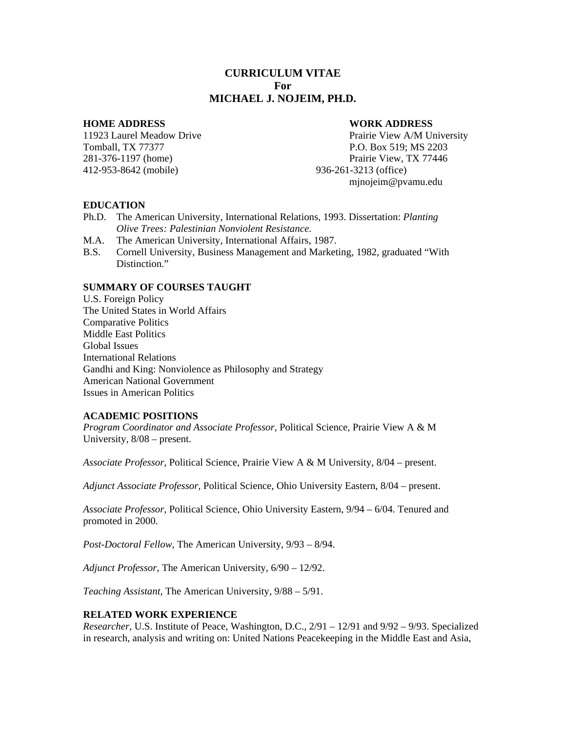# CURRICULUM VITAE
## For
## MICHAEL J. NOJEIM, PH.D.

**HOME ADDRESS**
11923 Laurel Meadow Drive
Tomball, TX 77377
281-376-1197 (home)
412-953-8642 (mobile)

**WORK ADDRESS**
Prairie View A/M University
P.O. Box 519; MS 2203
Prairie View, TX 77446
936-261-3213 (office)
mjnojeim@pvamu.edu

### EDUCATION

- Ph.D. The American University, International Relations, 1993. Dissertation: *Planting Olive Trees: Palestinian Nonviolent Resistance.*
- M.A. The American University, International Affairs, 1987.
- B.S. Cornell University, Business Management and Marketing, 1982, graduated "With Distinction."

### SUMMARY OF COURSES TAUGHT

U.S. Foreign Policy
The United States in World Affairs
Comparative Politics
Middle East Politics
Global Issues
International Relations
Gandhi and King: Nonviolence as Philosophy and Strategy
American National Government
Issues in American Politics

### ACADEMIC POSITIONS

*Program Coordinator and Associate Professor,* Political Science, Prairie View A & M University, 8/08 – present.

*Associate Professor,* Political Science, Prairie View A & M University, 8/04 – present.

*Adjunct Associate Professor,* Political Science, Ohio University Eastern, 8/04 – present.

*Associate Professor,* Political Science, Ohio University Eastern, 9/94 – 6/04. Tenured and promoted in 2000.

*Post-Doctoral Fellow,* The American University, 9/93 – 8/94.

*Adjunct Professor,* The American University, 6/90 – 12/92.

*Teaching Assistant,* The American University, 9/88 – 5/91.

### RELATED WORK EXPERIENCE

*Researcher,* U.S. Institute of Peace, Washington, D.C., 2/91 – 12/91 and 9/92 – 9/93. Specialized in research, analysis and writing on: United Nations Peacekeeping in the Middle East and Asia,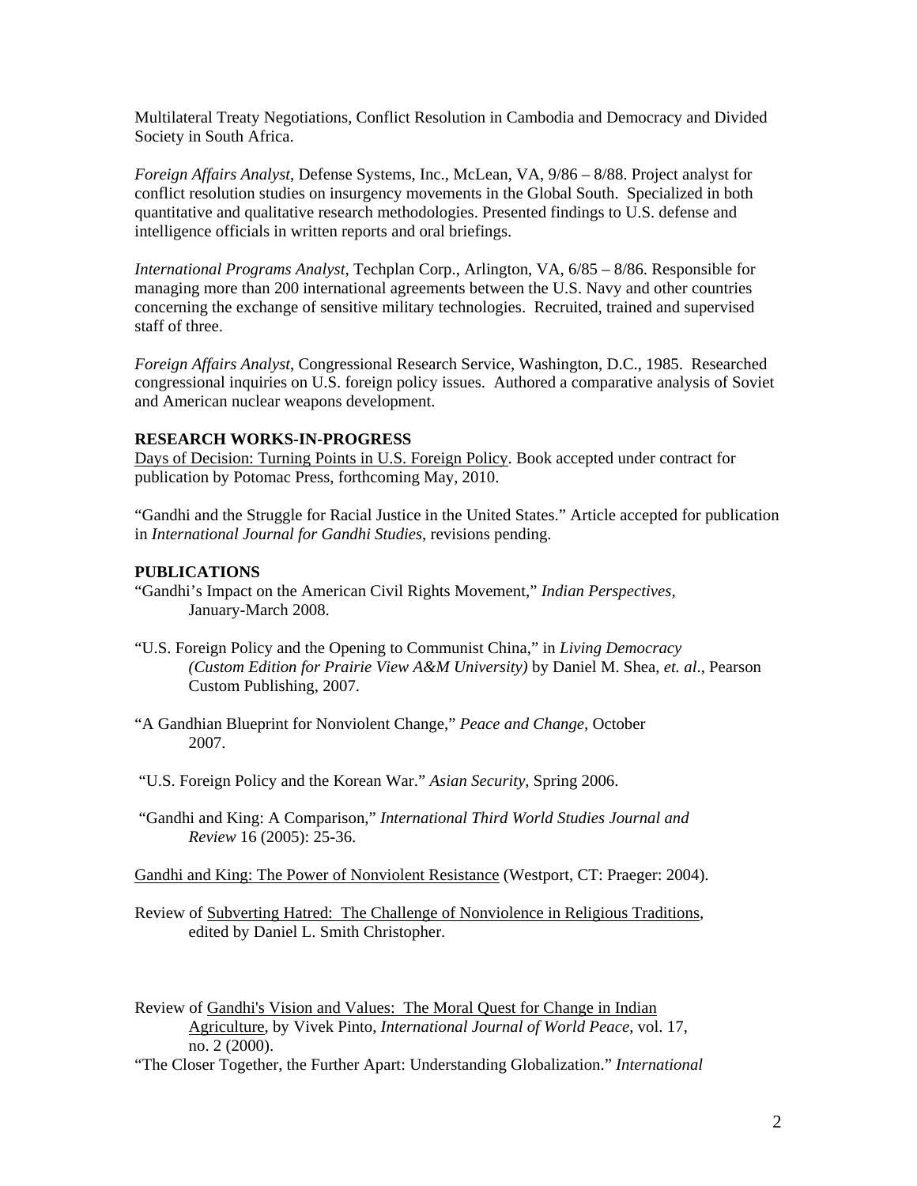Multilateral Treaty Negotiations, Conflict Resolution in Cambodia and Democracy and Divided Society in South Africa.

*Foreign Affairs Analyst*, Defense Systems, Inc., McLean, VA, 9/86 – 8/88. Project analyst for conflict resolution studies on insurgency movements in the Global South. Specialized in both quantitative and qualitative research methodologies. Presented findings to U.S. defense and intelligence officials in written reports and oral briefings.

*International Programs Analyst*, Techplan Corp., Arlington, VA, 6/85 – 8/86. Responsible for managing more than 200 international agreements between the U.S. Navy and other countries concerning the exchange of sensitive military technologies. Recruited, trained and supervised staff of three.

*Foreign Affairs Analyst*, Congressional Research Service, Washington, D.C., 1985. Researched congressional inquiries on U.S. foreign policy issues. Authored a comparative analysis of Soviet and American nuclear weapons development.

**RESEARCH WORKS-IN-PROGRESS**

<u>Days of Decision: Turning Points in U.S. Foreign Policy</u>. Book accepted under contract for publication by Potomac Press, forthcoming May, 2010.

"Gandhi and the Struggle for Racial Justice in the United States." Article accepted for publication in *International Journal for Gandhi Studies*, revisions pending.

**PUBLICATIONS**

"Gandhi's Impact on the American Civil Rights Movement," *Indian Perspectives*, January-March 2008.

"U.S. Foreign Policy and the Opening to Communist China," in *Living Democracy (Custom Edition for Prairie View A&M University)* by Daniel M. Shea, *et. al*., Pearson Custom Publishing, 2007.

"A Gandhian Blueprint for Nonviolent Change," *Peace and Change*, October 2007.

"U.S. Foreign Policy and the Korean War." *Asian Security*, Spring 2006.

"Gandhi and King: A Comparison," *International Third World Studies Journal and Review* 16 (2005): 25-36.

<u>Gandhi and King: The Power of Nonviolent Resistance</u> (Westport, CT: Praeger: 2004).

Review of <u>Subverting Hatred: The Challenge of Nonviolence in Religious Traditions</u>, edited by Daniel L. Smith Christopher.

Review of <u>Gandhi's Vision and Values: The Moral Quest for Change in Indian Agriculture</u>, by Vivek Pinto, *International Journal of World Peace*, vol. 17, no. 2 (2000).

"The Closer Together, the Further Apart: Understanding Globalization." *International*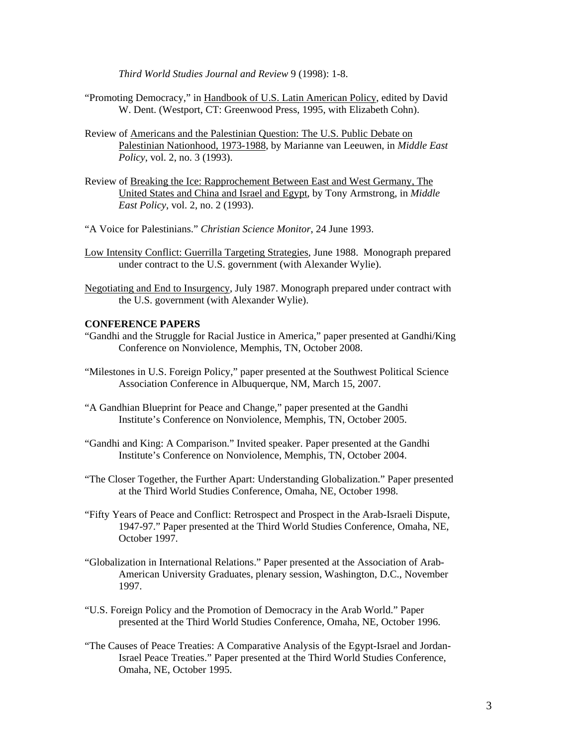*Third World Studies Journal and Review* 9 (1998): 1-8.

"Promoting Democracy," in Handbook of U.S. Latin American Policy, edited by David W. Dent. (Westport, CT: Greenwood Press, 1995, with Elizabeth Cohn).

Review of Americans and the Palestinian Question: The U.S. Public Debate on Palestinian Nationhood, 1973-1988, by Marianne van Leeuwen, in *Middle East Policy*, vol. 2, no. 3 (1993).

Review of Breaking the Ice: Rapprochement Between East and West Germany, The United States and China and Israel and Egypt, by Tony Armstrong, in *Middle East Policy*, vol. 2, no. 2 (1993).

"A Voice for Palestinians." *Christian Science Monitor*, 24 June 1993.

Low Intensity Conflict: Guerrilla Targeting Strategies, June 1988. Monograph prepared under contract to the U.S. government (with Alexander Wylie).

Negotiating and End to Insurgency, July 1987. Monograph prepared under contract with the U.S. government (with Alexander Wylie).

**CONFERENCE PAPERS**

"Gandhi and the Struggle for Racial Justice in America," paper presented at Gandhi/King Conference on Nonviolence, Memphis, TN, October 2008.

"Milestones in U.S. Foreign Policy," paper presented at the Southwest Political Science Association Conference in Albuquerque, NM, March 15, 2007.

"A Gandhian Blueprint for Peace and Change," paper presented at the Gandhi Institute's Conference on Nonviolence, Memphis, TN, October 2005.

"Gandhi and King: A Comparison." Invited speaker. Paper presented at the Gandhi Institute's Conference on Nonviolence, Memphis, TN, October 2004.

"The Closer Together, the Further Apart: Understanding Globalization." Paper presented at the Third World Studies Conference, Omaha, NE, October 1998.

"Fifty Years of Peace and Conflict: Retrospect and Prospect in the Arab-Israeli Dispute, 1947-97." Paper presented at the Third World Studies Conference, Omaha, NE, October 1997.

"Globalization in International Relations." Paper presented at the Association of Arab-American University Graduates, plenary session, Washington, D.C., November 1997.

"U.S. Foreign Policy and the Promotion of Democracy in the Arab World." Paper presented at the Third World Studies Conference, Omaha, NE, October 1996.

"The Causes of Peace Treaties: A Comparative Analysis of the Egypt-Israel and Jordan-Israel Peace Treaties." Paper presented at the Third World Studies Conference, Omaha, NE, October 1995.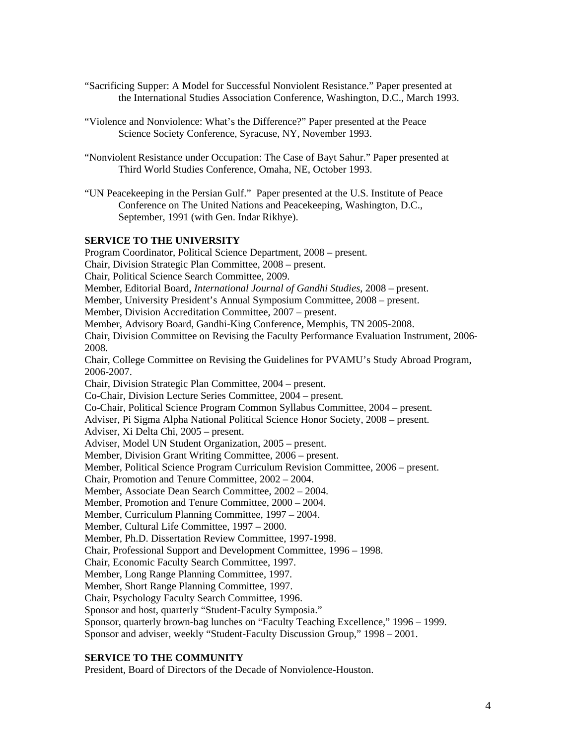"Sacrificing Supper: A Model for Successful Nonviolent Resistance." Paper presented at the International Studies Association Conference, Washington, D.C., March 1993.

"Violence and Nonviolence: What's the Difference?" Paper presented at the Peace Science Society Conference, Syracuse, NY, November 1993.

"Nonviolent Resistance under Occupation: The Case of Bayt Sahur." Paper presented at Third World Studies Conference, Omaha, NE, October 1993.

"UN Peacekeeping in the Persian Gulf." Paper presented at the U.S. Institute of Peace Conference on The United Nations and Peacekeeping, Washington, D.C., September, 1991 (with Gen. Indar Rikhye).

**SERVICE TO THE UNIVERSITY**

Program Coordinator, Political Science Department, 2008 – present.
Chair, Division Strategic Plan Committee, 2008 – present.
Chair, Political Science Search Committee, 2009.
Member, Editorial Board, *International Journal of Gandhi Studies*, 2008 – present.
Member, University President's Annual Symposium Committee, 2008 – present.
Member, Division Accreditation Committee, 2007 – present.
Member, Advisory Board, Gandhi-King Conference, Memphis, TN 2005-2008.
Chair, Division Committee on Revising the Faculty Performance Evaluation Instrument, 2006-2008.
Chair, College Committee on Revising the Guidelines for PVAMU's Study Abroad Program, 2006-2007.
Chair, Division Strategic Plan Committee, 2004 – present.
Co-Chair, Division Lecture Series Committee, 2004 – present.
Co-Chair, Political Science Program Common Syllabus Committee, 2004 – present.
Adviser, Pi Sigma Alpha National Political Science Honor Society, 2008 – present.
Adviser, Xi Delta Chi, 2005 – present.
Adviser, Model UN Student Organization, 2005 – present.
Member, Division Grant Writing Committee, 2006 – present.
Member, Political Science Program Curriculum Revision Committee, 2006 – present.
Chair, Promotion and Tenure Committee, 2002 – 2004.
Member, Associate Dean Search Committee, 2002 – 2004.
Member, Promotion and Tenure Committee, 2000 – 2004.
Member, Curriculum Planning Committee, 1997 – 2004.
Member, Cultural Life Committee, 1997 – 2000.
Member, Ph.D. Dissertation Review Committee, 1997-1998.
Chair, Professional Support and Development Committee, 1996 – 1998.
Chair, Economic Faculty Search Committee, 1997.
Member, Long Range Planning Committee, 1997.
Member, Short Range Planning Committee, 1997.
Chair, Psychology Faculty Search Committee, 1996.
Sponsor and host, quarterly "Student-Faculty Symposia."
Sponsor, quarterly brown-bag lunches on "Faculty Teaching Excellence," 1996 – 1999.
Sponsor and adviser, weekly "Student-Faculty Discussion Group," 1998 – 2001.

**SERVICE TO THE COMMUNITY**

President, Board of Directors of the Decade of Nonviolence-Houston.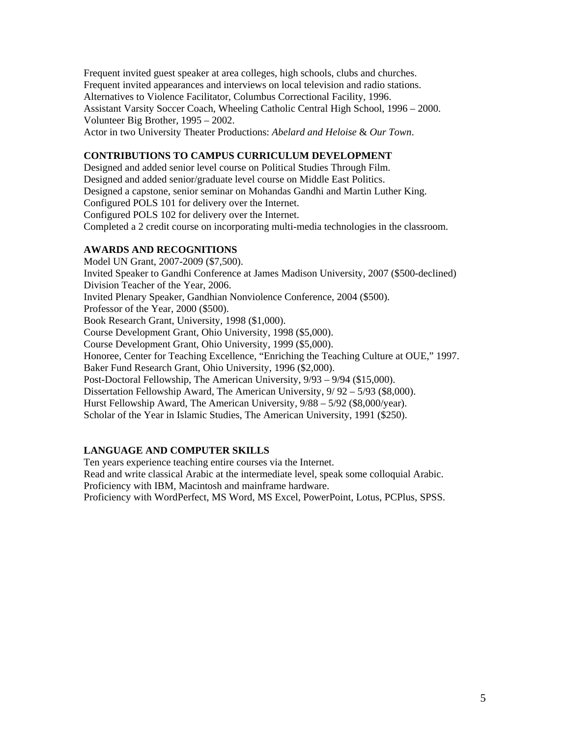Frequent invited guest speaker at area colleges, high schools, clubs and churches.
Frequent invited appearances and interviews on local television and radio stations.
Alternatives to Violence Facilitator, Columbus Correctional Facility, 1996.
Assistant Varsity Soccer Coach, Wheeling Catholic Central High School, 1996 – 2000.
Volunteer Big Brother, 1995 – 2002.
Actor in two University Theater Productions: *Abelard and Heloise* & *Our Town*.

**CONTRIBUTIONS TO CAMPUS CURRICULUM DEVELOPMENT**

Designed and added senior level course on Political Studies Through Film.
Designed and added senior/graduate level course on Middle East Politics.
Designed a capstone, senior seminar on Mohandas Gandhi and Martin Luther King.
Configured POLS 101 for delivery over the Internet.
Configured POLS 102 for delivery over the Internet.
Completed a 2 credit course on incorporating multi-media technologies in the classroom.

**AWARDS AND RECOGNITIONS**

Model UN Grant, 2007-2009 ($7,500).
Invited Speaker to Gandhi Conference at James Madison University, 2007 ($500-declined)
Division Teacher of the Year, 2006.
Invited Plenary Speaker, Gandhian Nonviolence Conference, 2004 ($500).
Professor of the Year, 2000 ($500).
Book Research Grant, University, 1998 ($1,000).
Course Development Grant, Ohio University, 1998 ($5,000).
Course Development Grant, Ohio University, 1999 ($5,000).
Honoree, Center for Teaching Excellence, "Enriching the Teaching Culture at OUE," 1997.
Baker Fund Research Grant, Ohio University, 1996 ($2,000).
Post-Doctoral Fellowship, The American University, 9/93 – 9/94 ($15,000).
Dissertation Fellowship Award, The American University, 9/ 92 – 5/93 ($8,000).
Hurst Fellowship Award, The American University, 9/88 – 5/92 ($8,000/year).
Scholar of the Year in Islamic Studies, The American University, 1991 ($250).

**LANGUAGE AND COMPUTER SKILLS**

Ten years experience teaching entire courses via the Internet.
Read and write classical Arabic at the intermediate level, speak some colloquial Arabic.
Proficiency with IBM, Macintosh and mainframe hardware.
Proficiency with WordPerfect, MS Word, MS Excel, PowerPoint, Lotus, PCPlus, SPSS.